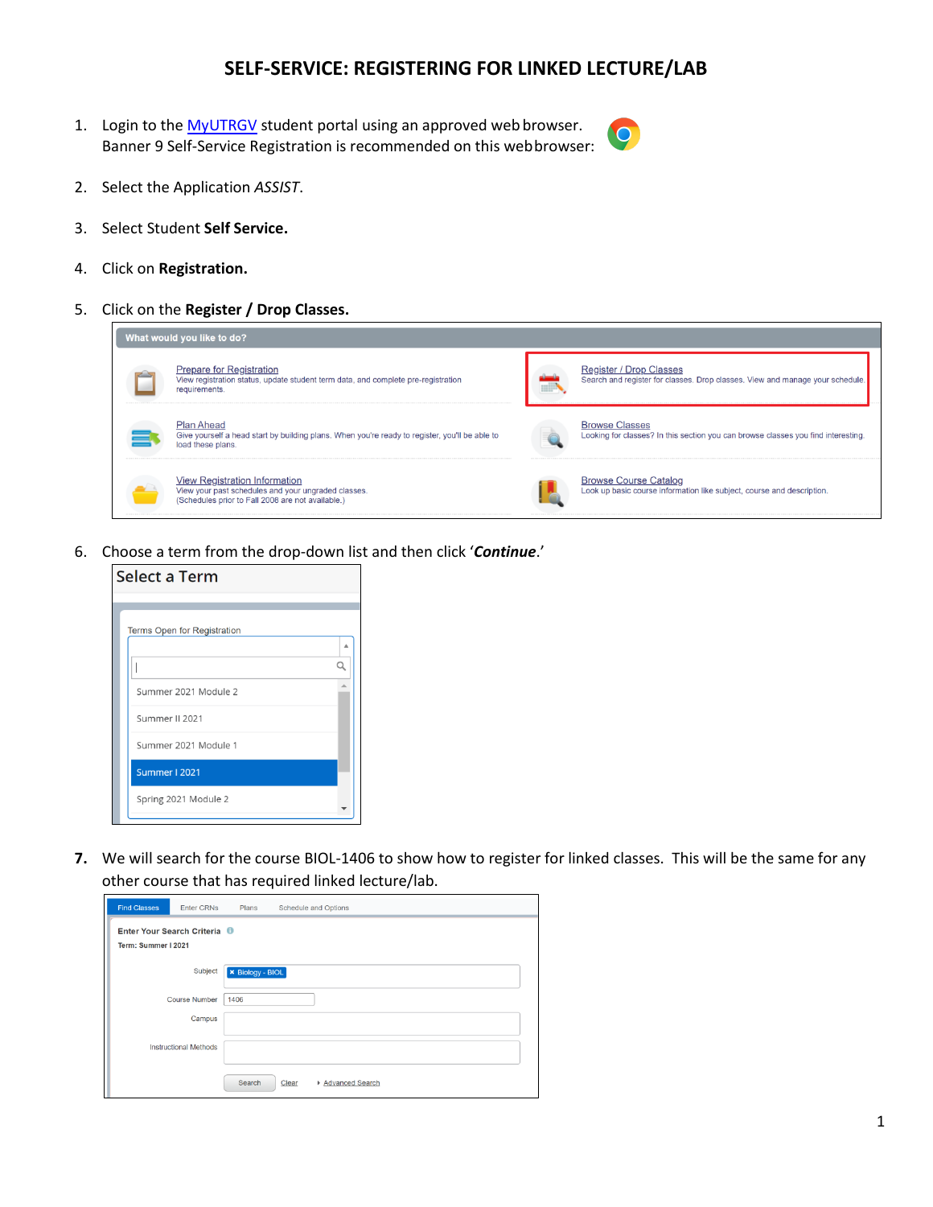# SELF-SERVICE: REGISTERING FOR LINKED LECTURE/LAB

1. Login to the MyUTRGV student portal using an approved web browser. Banner 9 Self-Service Registration is recommended on this web browser:

2. Select the Application *ASSIST*.

3. Select Student **Self Service.**

4. Click on **Registration.**

5. Click on the **Register / Drop Classes.**

   What would you like to do?

   - Prepare for Registration — View registration status, update student term data, and complete pre-registration requirements.
   - Register / Drop Classes — Search and register for classes. Drop classes. View and manage your schedule.
   - Plan Ahead — Give yourself a head start by building plans. When you're ready to register, you'll be able to load these plans.
   - Browse Classes — Looking for classes? In this section you can browse classes you find interesting.
   - View Registration Information — View your past schedules and your ungraded classes. (Schedules prior to Fall 2008 are not available.)
   - Browse Course Catalog — Look up basic course information like subject, course and description.

6. Choose a term from the drop-down list and then click '***Continue***.'

   Select a Term

   Terms Open for Registration

   - Summer 2021 Module 2
   - Summer II 2021
   - Summer 2021 Module 1
   - Summer I 2021
   - Spring 2021 Module 2

7. We will search for the course BIOL-1406 to show how to register for linked classes. This will be the same for any other course that has required linked lecture/lab.

   Find Classes | Enter CRNs | Plans | Schedule and Options

   Enter Your Search Criteria

   Term: Summer I 2021

   Subject: Biology - BIOL

   Course Number: 1406

   Campus

   Instructional Methods

   Search | Clear | Advanced Search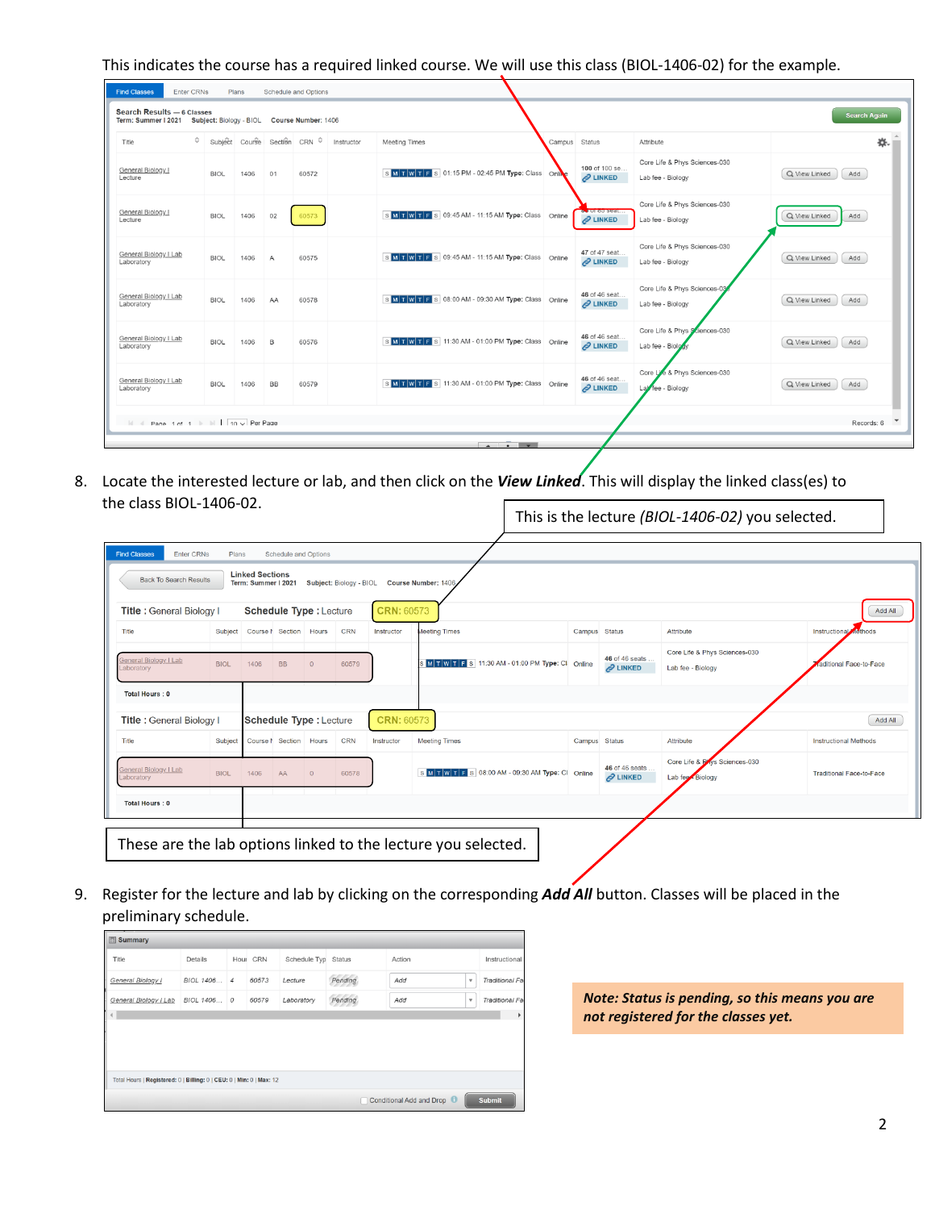This indicates the course has a required linked course. We will use this class (BIOL-1406-02) for the example.

**Search Results — 6 Classes**
Term: Summer I 2021 Subject: Biology - BIOL Course Number: 1406

| Title | Subject | Course | Section | CRN | Instructor | Meeting Times | Campus | Status | Attribute |
|---|---|---|---|---|---|---|---|---|---|
| General Biology I Lecture | BIOL | 1406 | 01 | 60572 | | 01:15 PM - 02:45 PM Type: Class | Online | 100 of 100 se... LINKED | Core Life & Phys Sciences-030 Lab fee - Biology |
| General Biology I Lecture | BIOL | 1406 | 02 | 60573 | | 09:45 AM - 11:15 AM Type: Class | Online | 58 of 83 seat... LINKED | Core Life & Phys Sciences-030 Lab fee - Biology |
| General Biology I Lab Laboratory | BIOL | 1406 | A | 60575 | | 09:45 AM - 11:15 AM Type: Class | Online | 47 of 47 seat... LINKED | Core Life & Phys Sciences-030 Lab fee - Biology |
| General Biology I Lab Laboratory | BIOL | 1406 | AA | 60578 | | 08:00 AM - 09:30 AM Type: Class | Online | 46 of 46 seat... LINKED | Core Life & Phys Sciences-030 Lab fee - Biology |
| General Biology I Lab Laboratory | BIOL | 1406 | B | 60576 | | 11:30 AM - 01:00 PM Type: Class | Online | 46 of 46 seat... LINKED | Core Life & Phys Sciences-030 Lab fee - Biology |
| General Biology I Lab Laboratory | BIOL | 1406 | BB | 60579 | | 11:30 AM - 01:00 PM Type: Class | Online | 46 of 46 seat... LINKED | Core Life & Phys Sciences-030 Lab fee - Biology |

8. Locate the interested lecture or lab, and then click on the ***View Linked***. This will display the linked class(es) to the class BIOL-1406-02.

This is the lecture *(BIOL-1406-02)* you selected.

**Linked Sections**
Term: Summer I 2021 Subject: Biology - BIOL Course Number: 1406

Title : General Biology I Schedule Type : Lecture CRN: 60573

| Title | Subject | Course N | Section | Hours | CRN | Instructor | Meeting Times | Campus | Status | Attribute | Instructional Methods |
|---|---|---|---|---|---|---|---|---|---|---|---|
| General Biology I Lab Laboratory | BIOL | 1406 | BB | 0 | 60579 | | 11:30 AM - 01:00 PM Type: Cl | Online | 46 of 46 seats LINKED | Core Life & Phys Sciences-030 Lab fee - Biology | Traditional Face-to-Face |

Total Hours : 0

Title : General Biology I Schedule Type : Lecture CRN: 60573

| Title | Subject | Course N | Section | Hours | CRN | Instructor | Meeting Times | Campus | Status | Attribute | Instructional Methods |
|---|---|---|---|---|---|---|---|---|---|---|---|
| General Biology I Lab Laboratory | BIOL | 1406 | AA | 0 | 60578 | | 08:00 AM - 09:30 AM Type: Cl | Online | 46 of 46 seats LINKED | Core Life & Phys Sciences-030 Lab fee - Biology | Traditional Face-to-Face |

Total Hours : 0

These are the lab options linked to the lecture you selected.

9. Register for the lecture and lab by clicking on the corresponding ***Add All*** button. Classes will be placed in the preliminary schedule.

**Summary**

| Title | Details | Hours | CRN | Schedule Type | Status | Action | Instructional |
|---|---|---|---|---|---|---|---|
| General Biology I | BIOL 1406... | 4 | 60573 | Lecture | Pending | Add | Traditional Fa |
| General Biology I Lab | BIOL 1406... | 0 | 60579 | Laboratory | Pending | Add | Traditional Fa |

Total Hours | Registered: 0 | Billing: 0 | CEU: 0 | Min: 0 | Max: 12

***Note: Status is pending, so this means you are not registered for the classes yet.***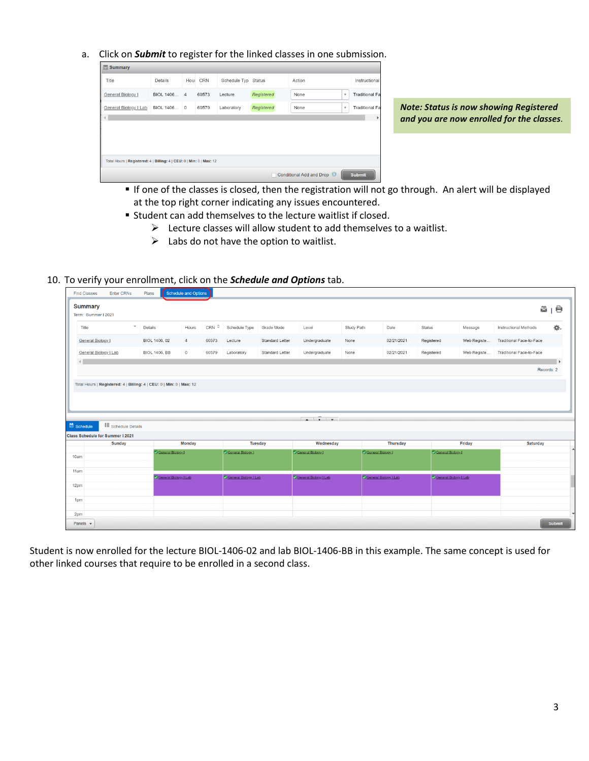a. Click on ***Submit*** to register for the linked classes in one submission.

***Note: Status is now showing Registered and you are now enrolled for the classes.***

- If one of the classes is closed, then the registration will not go through. An alert will be displayed at the top right corner indicating any issues encountered.
- Student can add themselves to the lecture waitlist if closed.
  - Lecture classes will allow student to add themselves to a waitlist.
  - Labs do not have the option to waitlist.

10. To verify your enrollment, click on the ***Schedule and Options*** tab.

Student is now enrolled for the lecture BIOL-1406-02 and lab BIOL-1406-BB in this example. The same concept is used for other linked courses that require to be enrolled in a second class.